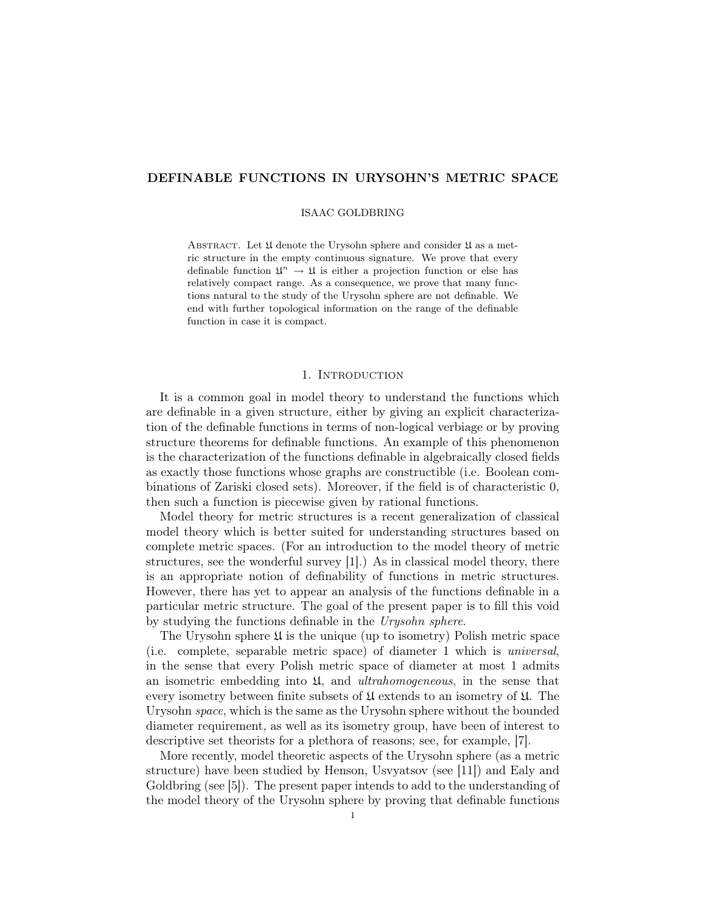# DEFINABLE FUNCTIONS IN URYSOHN'S METRIC SPACE

ISAAC GOLDBRING

ABSTRACT. Let $\mathfrak{U}$ denote the Urysohn sphere and consider $\mathfrak{U}$ as a metric structure in the empty continuous signature. We prove that every definable function $\mathfrak{U}^n \to \mathfrak{U}$ is either a projection function or else has relatively compact range. As a consequence, we prove that many functions natural to the study of the Urysohn sphere are not definable. We end with further topological information on the range of the definable function in case it is compact.

## 1. Introduction

It is a common goal in model theory to understand the functions which are definable in a given structure, either by giving an explicit characterization of the definable functions in terms of non-logical verbiage or by proving structure theorems for definable functions. An example of this phenomenon is the characterization of the functions definable in algebraically closed fields as exactly those functions whose graphs are constructible (i.e. Boolean combinations of Zariski closed sets). Moreover, if the field is of characteristic 0, then such a function is piecewise given by rational functions.

Model theory for metric structures is a recent generalization of classical model theory which is better suited for understanding structures based on complete metric spaces. (For an introduction to the model theory of metric structures, see the wonderful survey [1].) As in classical model theory, there is an appropriate notion of definability of functions in metric structures. However, there has yet to appear an analysis of the functions definable in a particular metric structure. The goal of the present paper is to fill this void by studying the functions definable in the *Urysohn sphere*.

The Urysohn sphere $\mathfrak{U}$ is the unique (up to isometry) Polish metric space (i.e. complete, separable metric space) of diameter 1 which is *universal*, in the sense that every Polish metric space of diameter at most 1 admits an isometric embedding into $\mathfrak{U}$, and *ultrahomogeneous*, in the sense that every isometry between finite subsets of $\mathfrak{U}$ extends to an isometry of $\mathfrak{U}$. The Urysohn *space*, which is the same as the Urysohn sphere without the bounded diameter requirement, as well as its isometry group, have been of interest to descriptive set theorists for a plethora of reasons; see, for example, [7].

More recently, model theoretic aspects of the Urysohn sphere (as a metric structure) have been studied by Henson, Usvyatsov (see [11]) and Ealy and Goldbring (see [5]). The present paper intends to add to the understanding of the model theory of the Urysohn sphere by proving that definable functions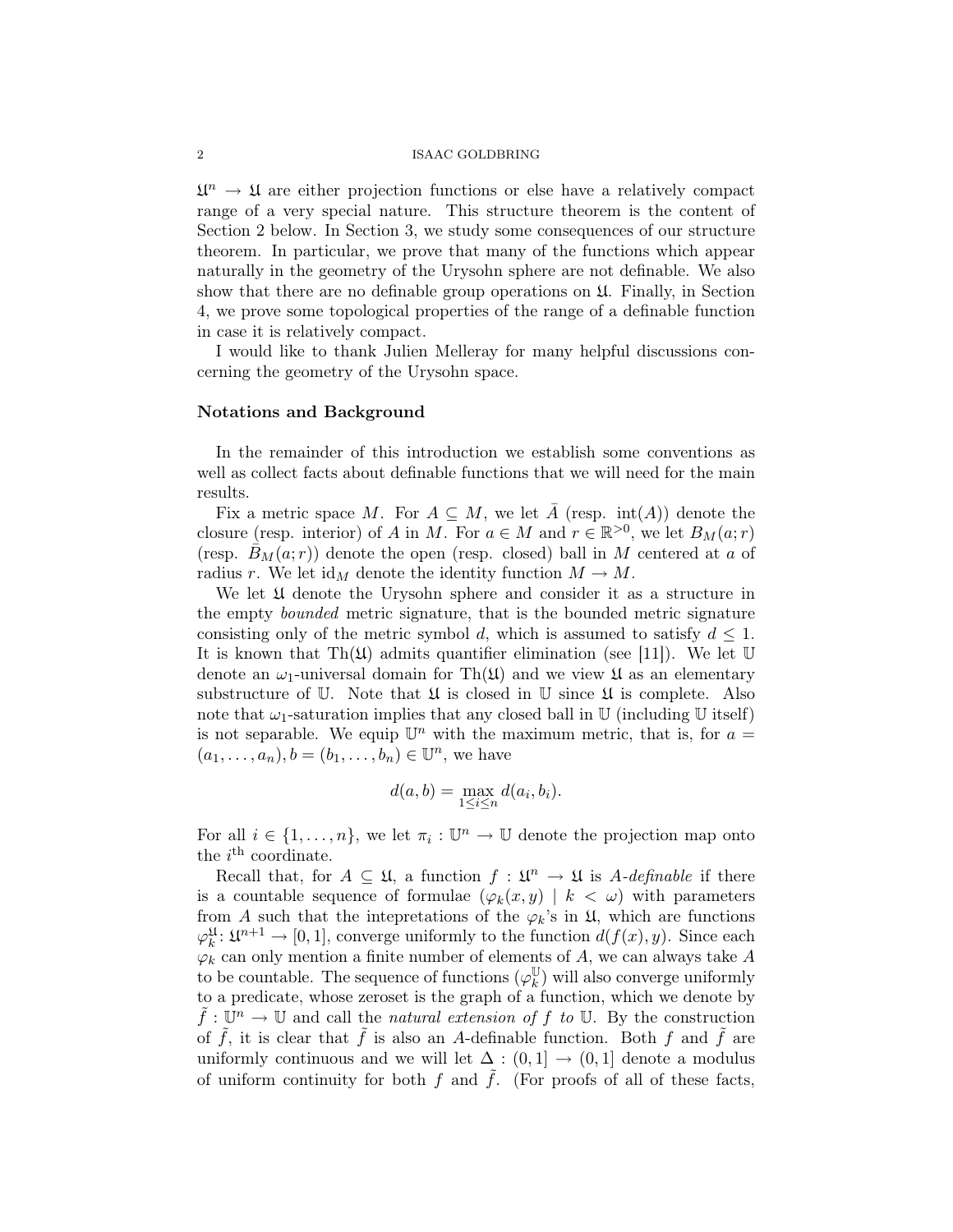$\mathfrak{U}^n \to \mathfrak{U}$ are either projection functions or else have a relatively compact range of a very special nature. This structure theorem is the content of Section 2 below. In Section 3, we study some consequences of our structure theorem. In particular, we prove that many of the functions which appear naturally in the geometry of the Urysohn sphere are not definable. We also show that there are no definable group operations on $\mathfrak{U}$. Finally, in Section 4, we prove some topological properties of the range of a definable function in case it is relatively compact.

I would like to thank Julien Melleray for many helpful discussions concerning the geometry of the Urysohn space.

### Notations and Background

In the remainder of this introduction we establish some conventions as well as collect facts about definable functions that we will need for the main results.

Fix a metric space $M$. For $A \subseteq M$, we let $\bar{A}$ (resp. $\operatorname{int}(A)$) denote the closure (resp. interior) of $A$ in $M$. For $a \in M$ and $r \in \mathbb{R}^{>0}$, we let $B_M(a;r)$ (resp. $\bar{B}_M(a;r)$) denote the open (resp. closed) ball in $M$ centered at $a$ of radius $r$. We let $\mathrm{id}_M$ denote the identity function $M \to M$.

We let $\mathfrak{U}$ denote the Urysohn sphere and consider it as a structure in the empty *bounded* metric signature, that is the bounded metric signature consisting only of the metric symbol $d$, which is assumed to satisfy $d \leq 1$. It is known that $\mathrm{Th}(\mathfrak{U})$ admits quantifier elimination (see [11]). We let $\mathbb{U}$ denote an $\omega_1$-universal domain for $\mathrm{Th}(\mathfrak{U})$ and we view $\mathfrak{U}$ as an elementary substructure of $\mathbb{U}$. Note that $\mathfrak{U}$ is closed in $\mathbb{U}$ since $\mathfrak{U}$ is complete. Also note that $\omega_1$-saturation implies that any closed ball in $\mathbb{U}$ (including $\mathbb{U}$ itself) is not separable. We equip $\mathbb{U}^n$ with the maximum metric, that is, for $a = (a_1, \ldots, a_n), b = (b_1, \ldots, b_n) \in \mathbb{U}^n$, we have

$$d(a,b) = \max_{1 \leq i \leq n} d(a_i, b_i).$$

For all $i \in \{1, \ldots, n\}$, we let $\pi_i : \mathbb{U}^n \to \mathbb{U}$ denote the projection map onto the $i^{\text{th}}$ coordinate.

Recall that, for $A \subseteq \mathfrak{U}$, a function $f : \mathfrak{U}^n \to \mathfrak{U}$ is *$A$-definable* if there is a countable sequence of formulae $(\varphi_k(x,y) \mid k < \omega)$ with parameters from $A$ such that the intepretations of the $\varphi_k$'s in $\mathfrak{U}$, which are functions $\varphi_k^{\mathfrak{U}} \colon \mathfrak{U}^{n+1} \to [0,1]$, converge uniformly to the function $d(f(x), y)$. Since each $\varphi_k$ can only mention a finite number of elements of $A$, we can always take $A$ to be countable. The sequence of functions $(\varphi_k^{\mathbb{U}})$ will also converge uniformly to a predicate, whose zeroset is the graph of a function, which we denote by $\tilde{f} : \mathbb{U}^n \to \mathbb{U}$ and call the *natural extension of $f$ to $\mathbb{U}$*. By the construction of $\tilde{f}$, it is clear that $\tilde{f}$ is also an $A$-definable function. Both $f$ and $\tilde{f}$ are uniformly continuous and we will let $\Delta : (0,1] \to (0,1]$ denote a modulus of uniform continuity for both $f$ and $\tilde{f}$. (For proofs of all of these facts,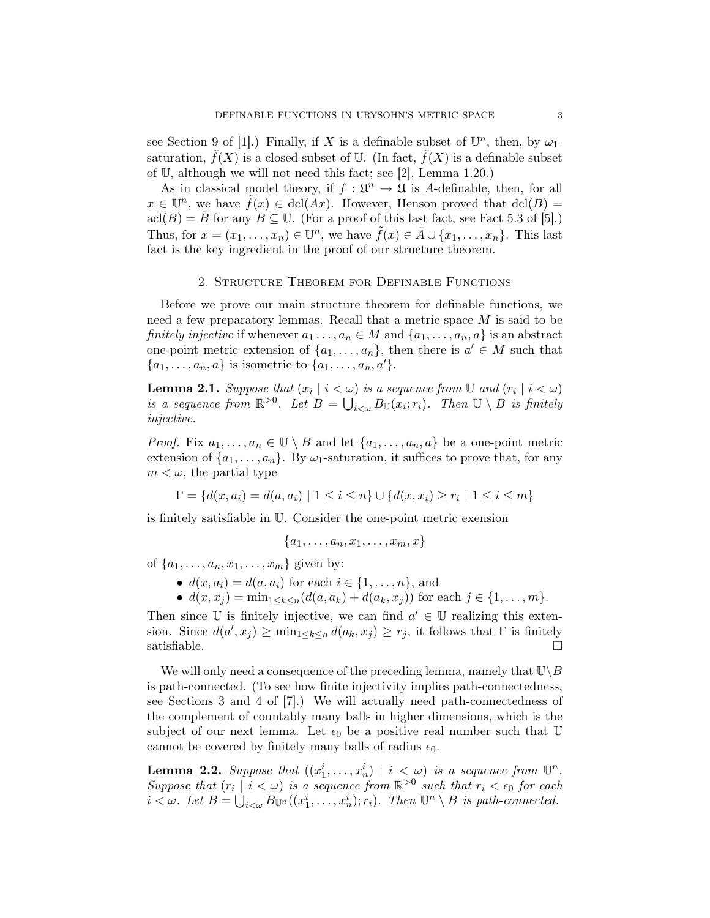see Section 9 of [1].) Finally, if $X$ is a definable subset of $\mathbb{U}^n$, then, by $\omega_1$-saturation, $\tilde{f}(X)$ is a closed subset of $\mathbb{U}$. (In fact, $\tilde{f}(X)$ is a definable subset of $\mathbb{U}$, although we will not need this fact; see [2], Lemma 1.20.)

As in classical model theory, if $f : \mathfrak{U}^n \to \mathfrak{U}$ is $A$-definable, then, for all $x \in \mathbb{U}^n$, we have $\tilde{f}(x) \in \operatorname{dcl}(Ax)$. However, Henson proved that $\operatorname{dcl}(B) = \operatorname{acl}(B) = \bar{B}$ for any $B \subseteq \mathbb{U}$. (For a proof of this last fact, see Fact 5.3 of [5].) Thus, for $x = (x_1, \ldots, x_n) \in \mathbb{U}^n$, we have $\tilde{f}(x) \in \bar{A} \cup \{x_1, \ldots, x_n\}$. This last fact is the key ingredient in the proof of our structure theorem.

## 2. Structure Theorem for Definable Functions

Before we prove our main structure theorem for definable functions, we need a few preparatory lemmas. Recall that a metric space $M$ is said to be *finitely injective* if whenever $a_1 \ldots, a_n \in M$ and $\{a_1, \ldots, a_n, a\}$ is an abstract one-point metric extension of $\{a_1, \ldots, a_n\}$, then there is $a' \in M$ such that $\{a_1, \ldots, a_n, a\}$ is isometric to $\{a_1, \ldots, a_n, a'\}$.

**Lemma 2.1.** *Suppose that $(x_i \mid i < \omega)$ is a sequence from $\mathbb{U}$ and $(r_i \mid i < \omega)$ is a sequence from $\mathbb{R}^{>0}$. Let $B = \bigcup_{i<\omega} B_{\mathbb{U}}(x_i; r_i)$. Then $\mathbb{U} \setminus B$ is finitely injective.*

*Proof.* Fix $a_1, \ldots, a_n \in \mathbb{U} \setminus B$ and let $\{a_1, \ldots, a_n, a\}$ be a one-point metric extension of $\{a_1, \ldots, a_n\}$. By $\omega_1$-saturation, it suffices to prove that, for any $m < \omega$, the partial type

$$\Gamma = \{d(x, a_i) = d(a, a_i) \mid 1 \le i \le n\} \cup \{d(x, x_i) \ge r_i \mid 1 \le i \le m\}$$

is finitely satisfiable in $\mathbb{U}$. Consider the one-point metric exension

$$\{a_1, \ldots, a_n, x_1, \ldots, x_m, x\}$$

of $\{a_1, \ldots, a_n, x_1, \ldots, x_m\}$ given by:

- $d(x, a_i) = d(a, a_i)$ for each $i \in \{1, \ldots, n\}$, and
- $d(x, x_j) = \min_{1 \le k \le n}(d(a, a_k) + d(a_k, x_j))$ for each $j \in \{1, \ldots, m\}$.

Then since $\mathbb{U}$ is finitely injective, we can find $a' \in \mathbb{U}$ realizing this extension. Since $d(a', x_j) \ge \min_{1 \le k \le n} d(a_k, x_j) \ge r_j$, it follows that $\Gamma$ is finitely satisfiable. □

We will only need a consequence of the preceding lemma, namely that $\mathbb{U} \setminus B$ is path-connected. (To see how finite injectivity implies path-connectedness, see Sections 3 and 4 of [7].) We will actually need path-connectedness of the complement of countably many balls in higher dimensions, which is the subject of our next lemma. Let $\epsilon_0$ be a positive real number such that $\mathbb{U}$ cannot be covered by finitely many balls of radius $\epsilon_0$.

**Lemma 2.2.** *Suppose that $((x_1^i, \ldots, x_n^i) \mid i < \omega)$ is a sequence from $\mathbb{U}^n$. Suppose that $(r_i \mid i < \omega)$ is a sequence from $\mathbb{R}^{>0}$ such that $r_i < \epsilon_0$ for each $i < \omega$. Let $B = \bigcup_{i<\omega} B_{\mathbb{U}^n}((x_1^i, \ldots, x_n^i); r_i)$. Then $\mathbb{U}^n \setminus B$ is path-connected.*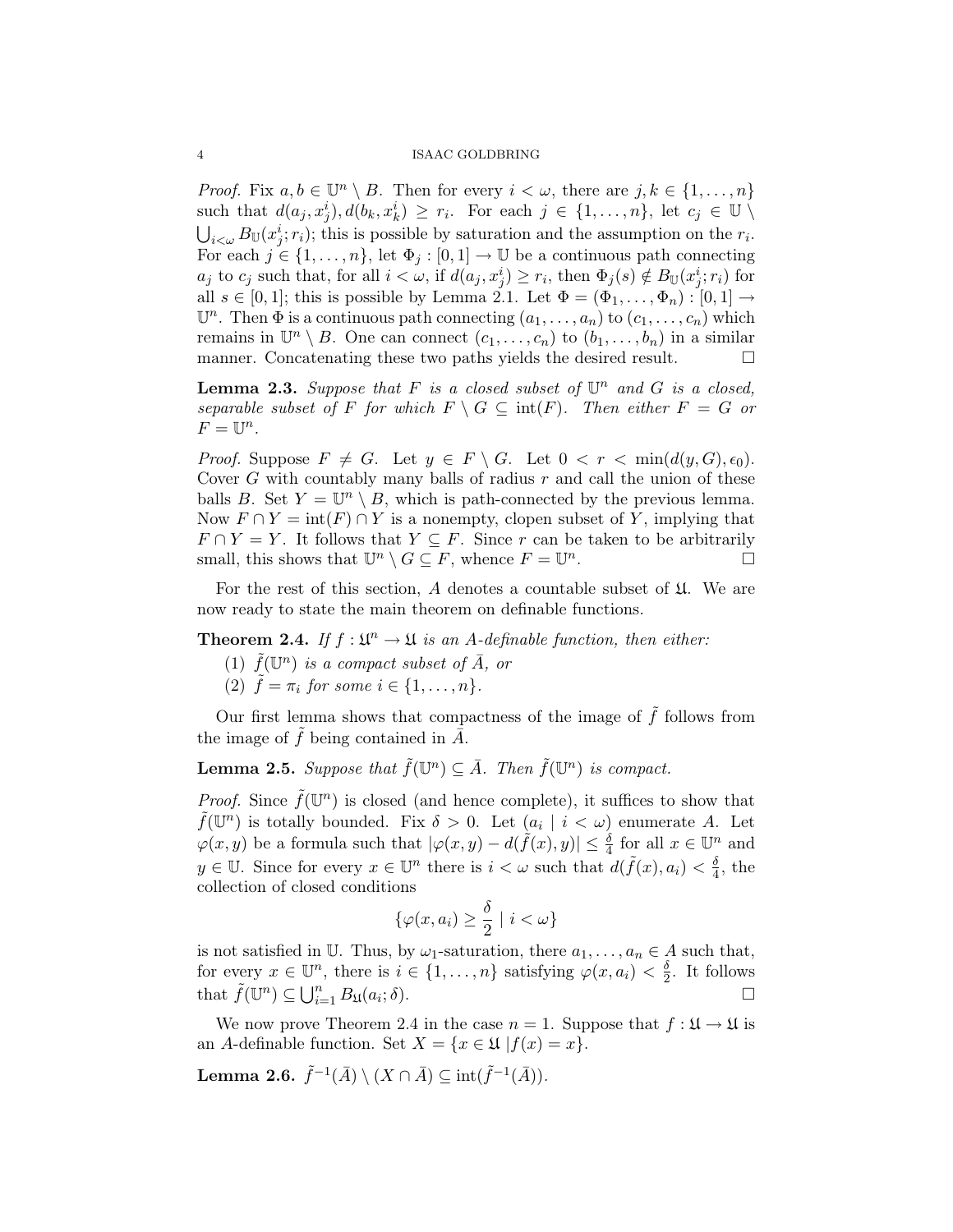*Proof.* Fix $a, b \in \mathbb{U}^n \setminus B$. Then for every $i < \omega$, there are $j, k \in \{1, \ldots, n\}$ such that $d(a_j, x_j^i), d(b_k, x_k^i) \geq r_i$. For each $j \in \{1, \ldots, n\}$, let $c_j \in \mathbb{U} \setminus \bigcup_{i<\omega} B_{\mathbb{U}}(x_j^i; r_i)$; this is possible by saturation and the assumption on the $r_i$. For each $j \in \{1, \ldots, n\}$, let $\Phi_j : [0, 1] \to \mathbb{U}$ be a continuous path connecting $a_j$ to $c_j$ such that, for all $i < \omega$, if $d(a_j, x_j^i) \geq r_i$, then $\Phi_j(s) \notin B_{\mathbb{U}}(x_j^i; r_i)$ for all $s \in [0, 1]$; this is possible by Lemma 2.1. Let $\Phi = (\Phi_1, \ldots, \Phi_n) : [0, 1] \to \mathbb{U}^n$. Then $\Phi$ is a continuous path connecting $(a_1, \ldots, a_n)$ to $(c_1, \ldots, c_n)$ which remains in $\mathbb{U}^n \setminus B$. One can connect $(c_1, \ldots, c_n)$ to $(b_1, \ldots, b_n)$ in a similar manner. Concatenating these two paths yields the desired result. $\square$

**Lemma 2.3.** *Suppose that $F$ is a closed subset of $\mathbb{U}^n$ and $G$ is a closed, separable subset of $F$ for which $F \setminus G \subseteq \text{int}(F)$. Then either $F = G$ or $F = \mathbb{U}^n$.*

*Proof.* Suppose $F \neq G$. Let $y \in F \setminus G$. Let $0 < r < \min(d(y, G), \epsilon_0)$. Cover $G$ with countably many balls of radius $r$ and call the union of these balls $B$. Set $Y = \mathbb{U}^n \setminus B$, which is path-connected by the previous lemma. Now $F \cap Y = \text{int}(F) \cap Y$ is a nonempty, clopen subset of $Y$, implying that $F \cap Y = Y$. It follows that $Y \subseteq F$. Since $r$ can be taken to be arbitrarily small, this shows that $\mathbb{U}^n \setminus G \subseteq F$, whence $F = \mathbb{U}^n$. $\square$

For the rest of this section, $A$ denotes a countable subset of $\mathfrak{U}$. We are now ready to state the main theorem on definable functions.

**Theorem 2.4.** *If $f : \mathfrak{U}^n \to \mathfrak{U}$ is an $A$-definable function, then either:*

(1) *$\tilde{f}(\mathbb{U}^n)$ is a compact subset of $\bar{A}$, or*
(2) *$\tilde{f} = \pi_i$ for some $i \in \{1, \ldots, n\}$.*

Our first lemma shows that compactness of the image of $\tilde{f}$ follows from the image of $\tilde{f}$ being contained in $\bar{A}$.

**Lemma 2.5.** *Suppose that $\tilde{f}(\mathbb{U}^n) \subseteq \bar{A}$. Then $\tilde{f}(\mathbb{U}^n)$ is compact.*

*Proof.* Since $\tilde{f}(\mathbb{U}^n)$ is closed (and hence complete), it suffices to show that $\tilde{f}(\mathbb{U}^n)$ is totally bounded. Fix $\delta > 0$. Let $(a_i \mid i < \omega)$ enumerate $A$. Let $\varphi(x, y)$ be a formula such that $|\varphi(x, y) - d(\tilde{f}(x), y)| \leq \frac{\delta}{4}$ for all $x \in \mathbb{U}^n$ and $y \in \mathbb{U}$. Since for every $x \in \mathbb{U}^n$ there is $i < \omega$ such that $d(\tilde{f}(x), a_i) < \frac{\delta}{4}$, the collection of closed conditions

$$\{\varphi(x, a_i) \geq \frac{\delta}{2} \mid i < \omega\}$$

is not satisfied in $\mathbb{U}$. Thus, by $\omega_1$-saturation, there $a_1, \ldots, a_n \in A$ such that, for every $x \in \mathbb{U}^n$, there is $i \in \{1, \ldots, n\}$ satisfying $\varphi(x, a_i) < \frac{\delta}{2}$. It follows that $\tilde{f}(\mathbb{U}^n) \subseteq \bigcup_{i=1}^n B_{\mathfrak{U}}(a_i; \delta)$. $\square$

We now prove Theorem 2.4 in the case $n = 1$. Suppose that $f : \mathfrak{U} \to \mathfrak{U}$ is an $A$-definable function. Set $X = \{x \in \mathfrak{U} \mid f(x) = x\}$.

**Lemma 2.6.** $\tilde{f}^{-1}(\bar{A}) \setminus (X \cap \bar{A}) \subseteq \text{int}(\tilde{f}^{-1}(\bar{A}))$.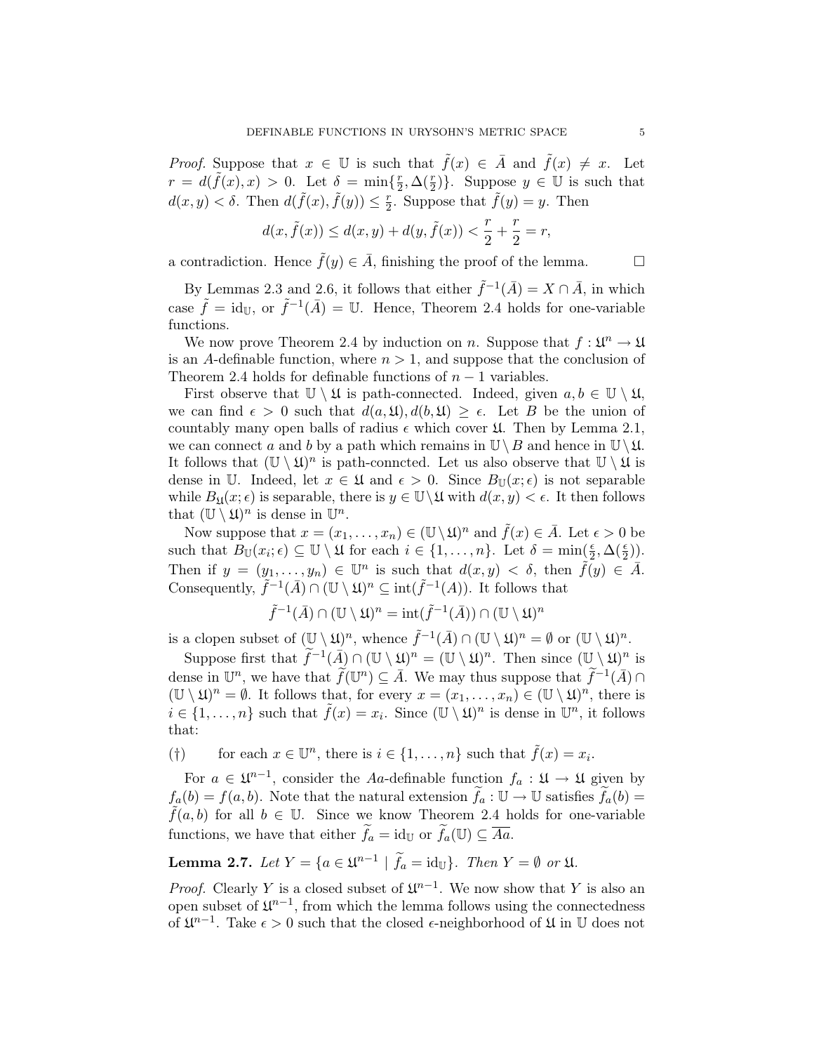*Proof.* Suppose that $x \in \mathbb{U}$ is such that $\tilde{f}(x) \in \bar{A}$ and $\tilde{f}(x) \neq x$. Let $r = d(\tilde{f}(x), x) > 0$. Let $\delta = \min\{\frac{r}{2}, \Delta(\frac{r}{2})\}$. Suppose $y \in \mathbb{U}$ is such that $d(x, y) < \delta$. Then $d(\tilde{f}(x), \tilde{f}(y)) \leq \frac{r}{2}$. Suppose that $\tilde{f}(y) = y$. Then

$$d(x, \tilde{f}(x)) \leq d(x, y) + d(y, \tilde{f}(x)) < \frac{r}{2} + \frac{r}{2} = r,$$

a contradiction. Hence $\tilde{f}(y) \in \bar{A}$, finishing the proof of the lemma. $\square$

By Lemmas 2.3 and 2.6, it follows that either $\tilde{f}^{-1}(\bar{A}) = X \cap \bar{A}$, in which case $\tilde{f} = \mathrm{id}_{\mathbb{U}}$, or $\tilde{f}^{-1}(\bar{A}) = \mathbb{U}$. Hence, Theorem 2.4 holds for one-variable functions.

We now prove Theorem 2.4 by induction on $n$. Suppose that $f : \mathfrak{U}^n \to \mathfrak{U}$ is an $A$-definable function, where $n > 1$, and suppose that the conclusion of Theorem 2.4 holds for definable functions of $n - 1$ variables.

First observe that $\mathbb{U} \setminus \mathfrak{U}$ is path-connected. Indeed, given $a, b \in \mathbb{U} \setminus \mathfrak{U}$, we can find $\epsilon > 0$ such that $d(a, \mathfrak{U}), d(b, \mathfrak{U}) \geq \epsilon$. Let $B$ be the union of countably many open balls of radius $\epsilon$ which cover $\mathfrak{U}$. Then by Lemma 2.1, we can connect $a$ and $b$ by a path which remains in $\mathbb{U} \setminus B$ and hence in $\mathbb{U} \setminus \mathfrak{U}$. It follows that $(\mathbb{U} \setminus \mathfrak{U})^n$ is path-conncted. Let us also observe that $\mathbb{U} \setminus \mathfrak{U}$ is dense in $\mathbb{U}$. Indeed, let $x \in \mathfrak{U}$ and $\epsilon > 0$. Since $B_{\mathbb{U}}(x; \epsilon)$ is not separable while $B_{\mathfrak{U}}(x; \epsilon)$ is separable, there is $y \in \mathbb{U} \setminus \mathfrak{U}$ with $d(x, y) < \epsilon$. It then follows that $(\mathbb{U} \setminus \mathfrak{U})^n$ is dense in $\mathbb{U}^n$.

Now suppose that $x = (x_1, \ldots, x_n) \in (\mathbb{U} \setminus \mathfrak{U})^n$ and $\tilde{f}(x) \in \bar{A}$. Let $\epsilon > 0$ be such that $B_{\mathbb{U}}(x_i; \epsilon) \subseteq \mathbb{U} \setminus \mathfrak{U}$ for each $i \in \{1, \ldots, n\}$. Let $\delta = \min(\frac{\epsilon}{2}, \Delta(\frac{\epsilon}{2}))$. Then if $y = (y_1, \ldots, y_n) \in \mathbb{U}^n$ is such that $d(x, y) < \delta$, then $\tilde{f}(y) \in \bar{A}$. Consequently, $\tilde{f}^{-1}(\bar{A}) \cap (\mathbb{U} \setminus \mathfrak{U})^n \subseteq \mathrm{int}(\tilde{f}^{-1}(A))$. It follows that

$$\tilde{f}^{-1}(\bar{A}) \cap (\mathbb{U} \setminus \mathfrak{U})^n = \mathrm{int}(\tilde{f}^{-1}(\bar{A})) \cap (\mathbb{U} \setminus \mathfrak{U})^n$$

is a clopen subset of $(\mathbb{U} \setminus \mathfrak{U})^n$, whence $\tilde{f}^{-1}(\bar{A}) \cap (\mathbb{U} \setminus \mathfrak{U})^n = \emptyset$ or $(\mathbb{U} \setminus \mathfrak{U})^n$.

Suppose first that $\widetilde{f}^{-1}(\bar{A}) \cap (\mathbb{U} \setminus \mathfrak{U})^n = (\mathbb{U} \setminus \mathfrak{U})^n$. Then since $(\mathbb{U} \setminus \mathfrak{U})^n$ is dense in $\mathbb{U}^n$, we have that $\widetilde{f}(\mathbb{U}^n) \subseteq \bar{A}$. We may thus suppose that $\widetilde{f}^{-1}(\bar{A}) \cap (\mathbb{U} \setminus \mathfrak{U})^n = \emptyset$. It follows that, for every $x = (x_1, \ldots, x_n) \in (\mathbb{U} \setminus \mathfrak{U})^n$, there is $i \in \{1, \ldots, n\}$ such that $\tilde{f}(x) = x_i$. Since $(\mathbb{U} \setminus \mathfrak{U})^n$ is dense in $\mathbb{U}^n$, it follows that:

(†) for each $x \in \mathbb{U}^n$, there is $i \in \{1, \ldots, n\}$ such that $\tilde{f}(x) = x_i$.

For $a \in \mathfrak{U}^{n-1}$, consider the $Aa$-definable function $f_a : \mathfrak{U} \to \mathfrak{U}$ given by $f_a(b) = f(a, b)$. Note that the natural extension $\widetilde{f_a} : \mathbb{U} \to \mathbb{U}$ satisfies $\widetilde{f_a}(b) = \tilde{f}(a, b)$ for all $b \in \mathbb{U}$. Since we know Theorem 2.4 holds for one-variable functions, we have that either $\widetilde{f_a} = \mathrm{id}_{\mathbb{U}}$ or $\widetilde{f_a}(\mathbb{U}) \subseteq \overline{Aa}$.

**Lemma 2.7.** *Let $Y = \{a \in \mathfrak{U}^{n-1} \mid \widetilde{f_a} = \mathrm{id}_{\mathbb{U}}\}$. Then $Y = \emptyset$ or $\mathfrak{U}$.*

*Proof.* Clearly $Y$ is a closed subset of $\mathfrak{U}^{n-1}$. We now show that $Y$ is also an open subset of $\mathfrak{U}^{n-1}$, from which the lemma follows using the connectedness of $\mathfrak{U}^{n-1}$. Take $\epsilon > 0$ such that the closed $\epsilon$-neighborhood of $\mathfrak{U}$ in $\mathbb{U}$ does not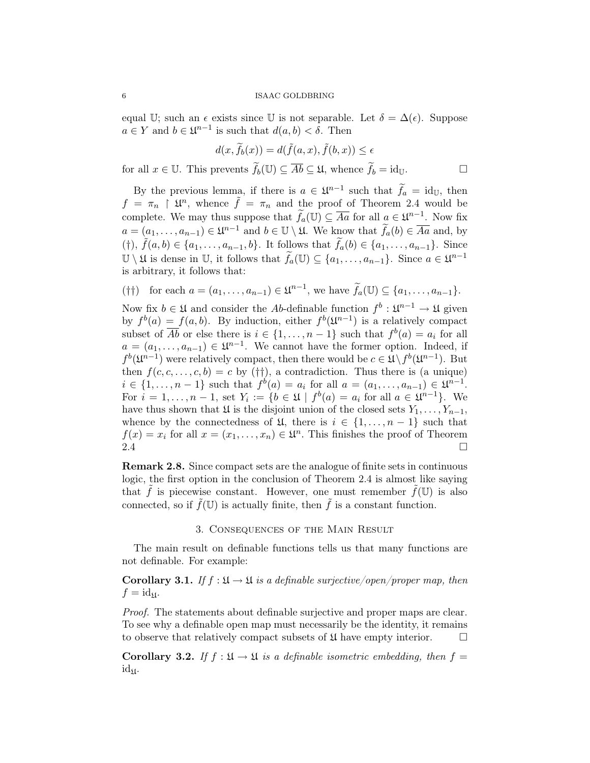equal $\mathbb{U}$; such an $\epsilon$ exists since $\mathbb{U}$ is not separable. Let $\delta = \Delta(\epsilon)$. Suppose $a \in Y$ and $b \in \mathfrak{U}^{n-1}$ is such that $d(a,b) < \delta$. Then

$$d(x, \widetilde{f}_b(x)) = d(\tilde{f}(a,x), \tilde{f}(b,x)) \leq \epsilon$$

for all $x \in \mathbb{U}$. This prevents $\widetilde{f}_b(\mathbb{U}) \subseteq \overline{Ab} \subseteq \mathfrak{U}$, whence $\widetilde{f}_b = \mathrm{id}_{\mathbb{U}}$. $\square$

By the previous lemma, if there is $a \in \mathfrak{U}^{n-1}$ such that $\widetilde{f}_a = \mathrm{id}_{\mathbb{U}}$, then $f = \pi_n \restriction \mathfrak{U}^n$, whence $\tilde{f} = \pi_n$ and the proof of Theorem 2.4 would be complete. We may thus suppose that $\widetilde{f}_a(\mathbb{U}) \subseteq \overline{Aa}$ for all $a \in \mathfrak{U}^{n-1}$. Now fix $a = (a_1, \ldots, a_{n-1}) \in \mathfrak{U}^{n-1}$ and $b \in \mathbb{U} \setminus \mathfrak{U}$. We know that $\widetilde{f}_a(b) \in \overline{Aa}$ and, by (†), $\tilde{f}(a,b) \in \{a_1, \ldots, a_{n-1}, b\}$. It follows that $\widetilde{f}_a(b) \in \{a_1, \ldots, a_{n-1}\}$. Since $\mathbb{U} \setminus \mathfrak{U}$ is dense in $\mathbb{U}$, it follows that $\widetilde{f}_a(\mathbb{U}) \subseteq \{a_1, \ldots, a_{n-1}\}$. Since $a \in \mathfrak{U}^{n-1}$ is arbitrary, it follows that:

(††) for each $a = (a_1, \ldots, a_{n-1}) \in \mathfrak{U}^{n-1}$, we have $\widetilde{f}_a(\mathbb{U}) \subseteq \{a_1, \ldots, a_{n-1}\}$.

Now fix $b \in \mathfrak{U}$ and consider the $Ab$-definable function $f^b : \mathfrak{U}^{n-1} \to \mathfrak{U}$ given by $f^b(a) = f(a,b)$. By induction, either $f^b(\mathfrak{U}^{n-1})$ is a relatively compact subset of $\overline{Ab}$ or else there is $i \in \{1, \ldots, n-1\}$ such that $f^b(a) = a_i$ for all $a = (a_1, \ldots, a_{n-1}) \in \mathfrak{U}^{n-1}$. We cannot have the former option. Indeed, if $f^b(\mathfrak{U}^{n-1})$ were relatively compact, then there would be $c \in \mathfrak{U} \setminus f^b(\mathfrak{U}^{n-1})$. But then $f(c, c, \ldots, c, b) = c$ by (††), a contradiction. Thus there is (a unique) $i \in \{1, \ldots, n-1\}$ such that $f^b(a) = a_i$ for all $a = (a_1, \ldots, a_{n-1}) \in \mathfrak{U}^{n-1}$. For $i = 1, \ldots, n-1$, set $Y_i := \{b \in \mathfrak{U} \mid f^b(a) = a_i \text{ for all } a \in \mathfrak{U}^{n-1}\}$. We have thus shown that $\mathfrak{U}$ is the disjoint union of the closed sets $Y_1, \ldots, Y_{n-1}$, whence by the connectedness of $\mathfrak{U}$, there is $i \in \{1, \ldots, n-1\}$ such that $f(x) = x_i$ for all $x = (x_1, \ldots, x_n) \in \mathfrak{U}^n$. This finishes the proof of Theorem 2.4 $\square$

**Remark 2.8.** Since compact sets are the analogue of finite sets in continuous logic, the first option in the conclusion of Theorem 2.4 is almost like saying that $\tilde{f}$ is piecewise constant. However, one must remember $\tilde{f}(\mathbb{U})$ is also connected, so if $\tilde{f}(\mathbb{U})$ is actually finite, then $\tilde{f}$ is a constant function.

## 3. Consequences of the Main Result

The main result on definable functions tells us that many functions are not definable. For example:

**Corollary 3.1.** *If $f : \mathfrak{U} \to \mathfrak{U}$ is a definable surjective/open/proper map, then $f = \mathrm{id}_{\mathfrak{U}}$.*

*Proof.* The statements about definable surjective and proper maps are clear. To see why a definable open map must necessarily be the identity, it remains to observe that relatively compact subsets of $\mathfrak{U}$ have empty interior. $\square$

**Corollary 3.2.** *If $f : \mathfrak{U} \to \mathfrak{U}$ is a definable isometric embedding, then $f = \mathrm{id}_{\mathfrak{U}}$.*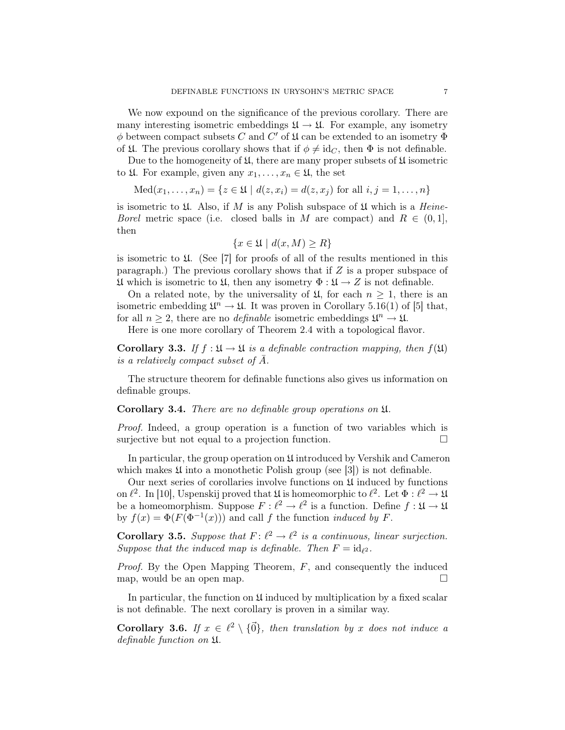We now expound on the significance of the previous corollary. There are many interesting isometric embeddings $\mathfrak{U} \to \mathfrak{U}$. For example, any isometry $\phi$ between compact subsets $C$ and $C'$ of $\mathfrak{U}$ can be extended to an isometry $\Phi$ of $\mathfrak{U}$. The previous corollary shows that if $\phi \neq \mathrm{id}_C$, then $\Phi$ is not definable.

Due to the homogeneity of $\mathfrak{U}$, there are many proper subsets of $\mathfrak{U}$ isometric to $\mathfrak{U}$. For example, given any $x_1, \ldots, x_n \in \mathfrak{U}$, the set

$$\mathrm{Med}(x_1, \ldots, x_n) = \{z \in \mathfrak{U} \mid d(z, x_i) = d(z, x_j) \text{ for all } i, j = 1, \ldots, n\}$$

is isometric to $\mathfrak{U}$. Also, if $M$ is any Polish subspace of $\mathfrak{U}$ which is a *Heine-Borel* metric space (i.e. closed balls in $M$ are compact) and $R \in (0, 1]$, then

$$\{x \in \mathfrak{U} \mid d(x, M) \geq R\}$$

is isometric to $\mathfrak{U}$. (See [7] for proofs of all of the results mentioned in this paragraph.) The previous corollary shows that if $Z$ is a proper subspace of $\mathfrak{U}$ which is isometric to $\mathfrak{U}$, then any isometry $\Phi : \mathfrak{U} \to Z$ is not definable.

On a related note, by the universality of $\mathfrak{U}$, for each $n \geq 1$, there is an isometric embedding $\mathfrak{U}^n \to \mathfrak{U}$. It was proven in Corollary 5.16(1) of [5] that, for all $n \geq 2$, there are no *definable* isometric embeddings $\mathfrak{U}^n \to \mathfrak{U}$.

Here is one more corollary of Theorem 2.4 with a topological flavor.

**Corollary 3.3.** *If $f : \mathfrak{U} \to \mathfrak{U}$ is a definable contraction mapping, then $f(\mathfrak{U})$ is a relatively compact subset of $\bar{A}$.*

The structure theorem for definable functions also gives us information on definable groups.

**Corollary 3.4.** *There are no definable group operations on $\mathfrak{U}$.*

*Proof.* Indeed, a group operation is a function of two variables which is surjective but not equal to a projection function. □

In particular, the group operation on $\mathfrak{U}$ introduced by Vershik and Cameron which makes $\mathfrak{U}$ into a monothetic Polish group (see [3]) is not definable.

Our next series of corollaries involve functions on $\mathfrak{U}$ induced by functions on $\ell^2$. In [10], Uspenskij proved that $\mathfrak{U}$ is homeomorphic to $\ell^2$. Let $\Phi : \ell^2 \to \mathfrak{U}$ be a homeomorphism. Suppose $F : \ell^2 \to \ell^2$ is a function. Define $f : \mathfrak{U} \to \mathfrak{U}$ by $f(x) = \Phi(F(\Phi^{-1}(x)))$ and call $f$ the function *induced by* $F$.

**Corollary 3.5.** *Suppose that $F \colon \ell^2 \to \ell^2$ is a continuous, linear surjection. Suppose that the induced map is definable. Then $F = \mathrm{id}_{\ell^2}$.*

*Proof.* By the Open Mapping Theorem, $F$, and consequently the induced map, would be an open map. □

In particular, the function on $\mathfrak{U}$ induced by multiplication by a fixed scalar is not definable. The next corollary is proven in a similar way.

**Corollary 3.6.** *If $x \in \ell^2 \setminus \{\vec{0}\}$, then translation by $x$ does not induce a definable function on $\mathfrak{U}$.*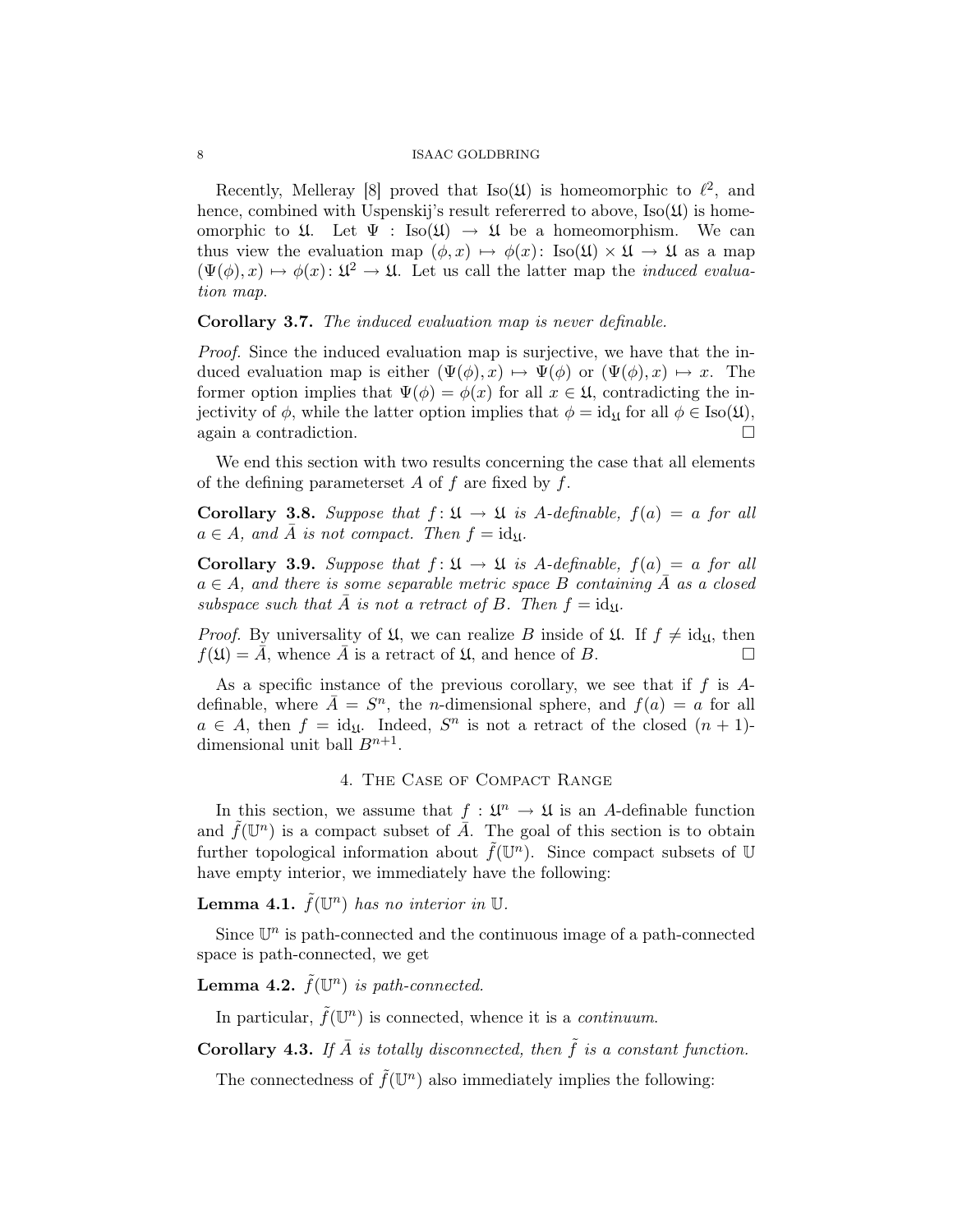Recently, Melleray [8] proved that $\mathrm{Iso}(\mathfrak{U})$ is homeomorphic to $\ell^2$, and hence, combined with Uspenskij's result refererred to above, $\mathrm{Iso}(\mathfrak{U})$ is homeomorphic to $\mathfrak{U}$. Let $\Psi : \mathrm{Iso}(\mathfrak{U}) \to \mathfrak{U}$ be a homeomorphism. We can thus view the evaluation map $(\phi, x) \mapsto \phi(x) \colon \mathrm{Iso}(\mathfrak{U}) \times \mathfrak{U} \to \mathfrak{U}$ as a map $(\Psi(\phi), x) \mapsto \phi(x) \colon \mathfrak{U}^2 \to \mathfrak{U}$. Let us call the latter map the *induced evaluation map.*

**Corollary 3.7.** *The induced evaluation map is never definable.*

*Proof.* Since the induced evaluation map is surjective, we have that the induced evaluation map is either $(\Psi(\phi), x) \mapsto \Psi(\phi)$ or $(\Psi(\phi), x) \mapsto x$. The former option implies that $\Psi(\phi) = \phi(x)$ for all $x \in \mathfrak{U}$, contradicting the injectivity of $\phi$, while the latter option implies that $\phi = \mathrm{id}_{\mathfrak{U}}$ for all $\phi \in \mathrm{Iso}(\mathfrak{U})$, again a contradiction. □

We end this section with two results concerning the case that all elements of the defining parameterset $A$ of $f$ are fixed by $f$.

**Corollary 3.8.** *Suppose that $f \colon \mathfrak{U} \to \mathfrak{U}$ is $A$-definable, $f(a) = a$ for all $a \in A$, and $\bar{A}$ is not compact. Then $f = \mathrm{id}_{\mathfrak{U}}$.*

**Corollary 3.9.** *Suppose that $f \colon \mathfrak{U} \to \mathfrak{U}$ is $A$-definable, $f(a) = a$ for all $a \in A$, and there is some separable metric space $B$ containing $\bar{A}$ as a closed subspace such that $\bar{A}$ is not a retract of $B$. Then $f = \mathrm{id}_{\mathfrak{U}}$.*

*Proof.* By universality of $\mathfrak{U}$, we can realize $B$ inside of $\mathfrak{U}$. If $f \neq \mathrm{id}_{\mathfrak{U}}$, then $f(\mathfrak{U}) = \bar{A}$, whence $\bar{A}$ is a retract of $\mathfrak{U}$, and hence of $B$. □

As a specific instance of the previous corollary, we see that if $f$ is $A$-definable, where $\bar{A} = S^n$, the $n$-dimensional sphere, and $f(a) = a$ for all $a \in A$, then $f = \mathrm{id}_{\mathfrak{U}}$. Indeed, $S^n$ is not a retract of the closed $(n+1)$-dimensional unit ball $B^{n+1}$.

## 4. The Case of Compact Range

In this section, we assume that $f : \mathfrak{U}^n \to \mathfrak{U}$ is an $A$-definable function and $\tilde{f}(\mathbb{U}^n)$ is a compact subset of $\bar{A}$. The goal of this section is to obtain further topological information about $\tilde{f}(\mathbb{U}^n)$. Since compact subsets of $\mathbb{U}$ have empty interior, we immediately have the following:

**Lemma 4.1.** *$\tilde{f}(\mathbb{U}^n)$ has no interior in $\mathbb{U}$.*

Since $\mathbb{U}^n$ is path-connected and the continuous image of a path-connected space is path-connected, we get

**Lemma 4.2.** *$\tilde{f}(\mathbb{U}^n)$ is path-connected.*

In particular, $\tilde{f}(\mathbb{U}^n)$ is connected, whence it is a *continuum*.

**Corollary 4.3.** *If $\bar{A}$ is totally disconnected, then $\tilde{f}$ is a constant function.*

The connectedness of $\tilde{f}(\mathbb{U}^n)$ also immediately implies the following: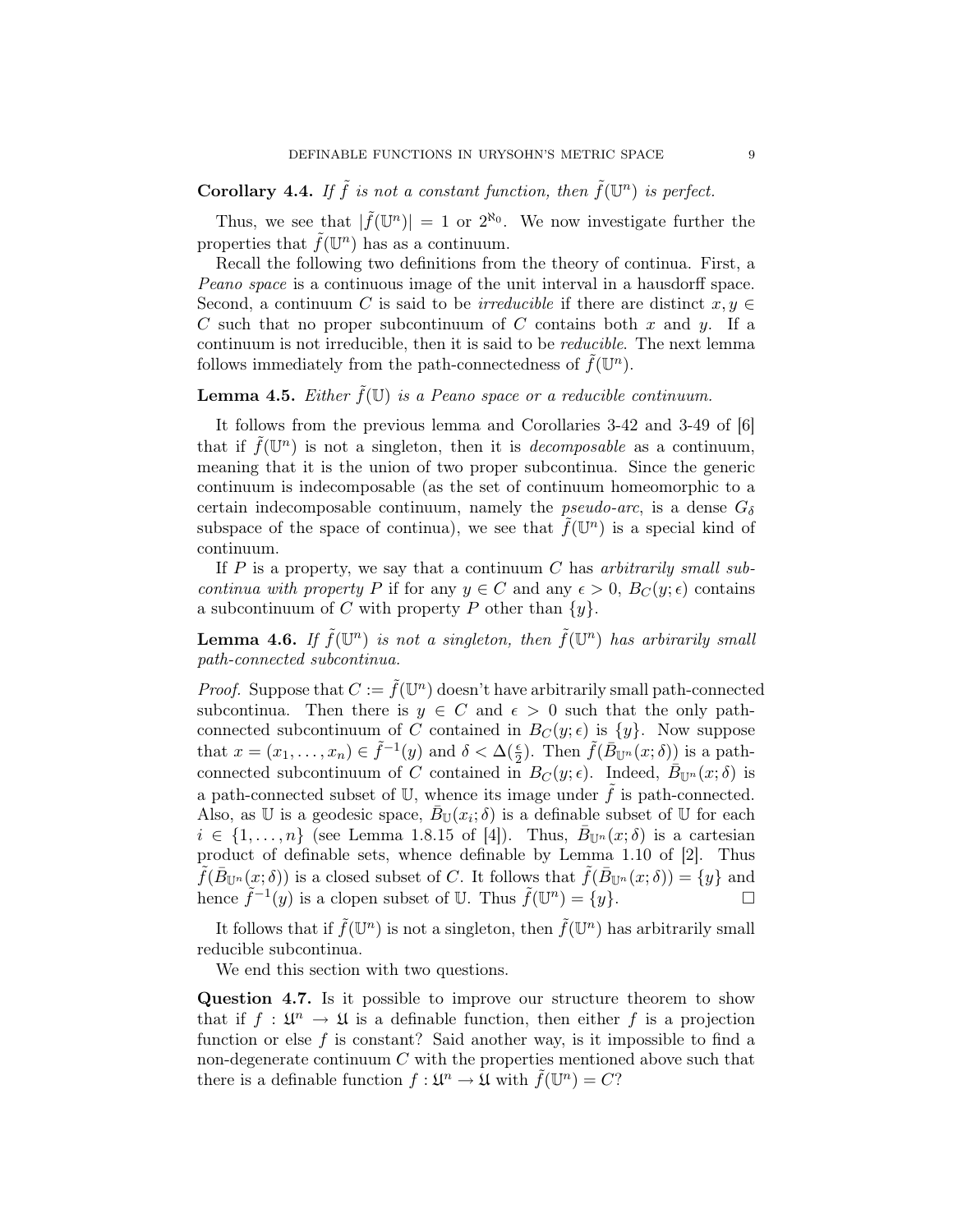**Corollary 4.4.** *If $\tilde{f}$ is not a constant function, then $\tilde{f}(\mathbb{U}^n)$ is perfect.*

Thus, we see that $|\tilde{f}(\mathbb{U}^n)| = 1$ or $2^{\aleph_0}$. We now investigate further the properties that $\tilde{f}(\mathbb{U}^n)$ has as a continuum.

Recall the following two definitions from the theory of continua. First, a *Peano space* is a continuous image of the unit interval in a hausdorff space. Second, a continuum $C$ is said to be *irreducible* if there are distinct $x, y \in C$ such that no proper subcontinuum of $C$ contains both $x$ and $y$. If a continuum is not irreducible, then it is said to be *reducible*. The next lemma follows immediately from the path-connectedness of $\tilde{f}(\mathbb{U}^n)$.

**Lemma 4.5.** *Either $\tilde{f}(\mathbb{U})$ is a Peano space or a reducible continuum.*

It follows from the previous lemma and Corollaries 3-42 and 3-49 of [6] that if $\tilde{f}(\mathbb{U}^n)$ is not a singleton, then it is *decomposable* as a continuum, meaning that it is the union of two proper subcontinua. Since the generic continuum is indecomposable (as the set of continuum homeomorphic to a certain indecomposable continuum, namely the *pseudo-arc*, is a dense $G_\delta$ subspace of the space of continua), we see that $\tilde{f}(\mathbb{U}^n)$ is a special kind of continuum.

If $P$ is a property, we say that a continuum $C$ has *arbitrarily small subcontinua with property $P$* if for any $y \in C$ and any $\epsilon > 0$, $B_C(y; \epsilon)$ contains a subcontinuum of $C$ with property $P$ other than $\{y\}$.

**Lemma 4.6.** *If $\tilde{f}(\mathbb{U}^n)$ is not a singleton, then $\tilde{f}(\mathbb{U}^n)$ has arbirarily small path-connected subcontinua.*

*Proof.* Suppose that $C := \tilde{f}(\mathbb{U}^n)$ doesn't have arbitrarily small path-connected subcontinua. Then there is $y \in C$ and $\epsilon > 0$ such that the only path-connected subcontinuum of $C$ contained in $B_C(y; \epsilon)$ is $\{y\}$. Now suppose that $x = (x_1, \ldots, x_n) \in \tilde{f}^{-1}(y)$ and $\delta < \Delta(\frac{\epsilon}{2})$. Then $\tilde{f}(\bar{B}_{\mathbb{U}^n}(x; \delta))$ is a path-connected subcontinuum of $C$ contained in $B_C(y; \epsilon)$. Indeed, $\bar{B}_{\mathbb{U}^n}(x; \delta)$ is a path-connected subset of $\mathbb{U}$, whence its image under $\tilde{f}$ is path-connected. Also, as $\mathbb{U}$ is a geodesic space, $\bar{B}_{\mathbb{U}}(x_i; \delta)$ is a definable subset of $\mathbb{U}$ for each $i \in \{1, \ldots, n\}$ (see Lemma 1.8.15 of [4]). Thus, $\bar{B}_{\mathbb{U}^n}(x; \delta)$ is a cartesian product of definable sets, whence definable by Lemma 1.10 of [2]. Thus $\tilde{f}(\bar{B}_{\mathbb{U}^n}(x; \delta))$ is a closed subset of $C$. It follows that $\tilde{f}(\bar{B}_{\mathbb{U}^n}(x; \delta)) = \{y\}$ and hence $\tilde{f}^{-1}(y)$ is a clopen subset of $\mathbb{U}$. Thus $\tilde{f}(\mathbb{U}^n) = \{y\}$. $\square$

It follows that if $\tilde{f}(\mathbb{U}^n)$ is not a singleton, then $\tilde{f}(\mathbb{U}^n)$ has arbitrarily small reducible subcontinua.

We end this section with two questions.

**Question 4.7.** Is it possible to improve our structure theorem to show that if $f : \mathfrak{U}^n \to \mathfrak{U}$ is a definable function, then either $f$ is a projection function or else $f$ is constant? Said another way, is it impossible to find a non-degenerate continuum $C$ with the properties mentioned above such that there is a definable function $f : \mathfrak{U}^n \to \mathfrak{U}$ with $\tilde{f}(\mathbb{U}^n) = C$?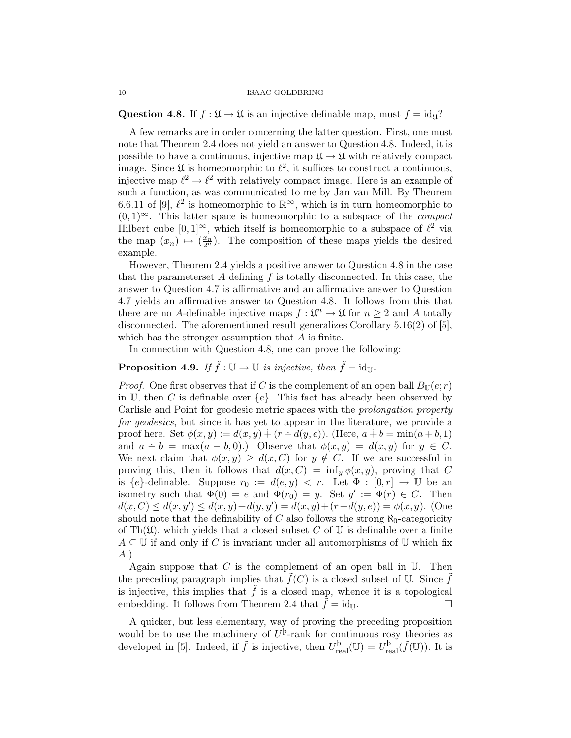**Question 4.8.** If $f : \mathfrak{U} \to \mathfrak{U}$ is an injective definable map, must $f = \mathrm{id}_{\mathfrak{U}}$?

A few remarks are in order concerning the latter question. First, one must note that Theorem 2.4 does not yield an answer to Question 4.8. Indeed, it is possible to have a continuous, injective map $\mathfrak{U} \to \mathfrak{U}$ with relatively compact image. Since $\mathfrak{U}$ is homeomorphic to $\ell^2$, it suffices to construct a continuous, injective map $\ell^2 \to \ell^2$ with relatively compact image. Here is an example of such a function, as was communicated to me by Jan van Mill. By Theorem 6.6.11 of [9], $\ell^2$ is homeomorphic to $\mathbb{R}^\infty$, which is in turn homeomorphic to $(0,1)^\infty$. This latter space is homeomorphic to a subspace of the *compact* Hilbert cube $[0,1]^\infty$, which itself is homeomorphic to a subspace of $\ell^2$ via the map $(x_n) \mapsto (\frac{x_n}{2^n})$. The composition of these maps yields the desired example.

However, Theorem 2.4 yields a positive answer to Question 4.8 in the case that the parameterset $A$ defining $f$ is totally disconnected. In this case, the answer to Question 4.7 is affirmative and an affirmative answer to Question 4.7 yields an affirmative answer to Question 4.8. It follows from this that there are no $A$-definable injective maps $f : \mathfrak{U}^n \to \mathfrak{U}$ for $n \geq 2$ and $A$ totally disconnected. The aforementioned result generalizes Corollary 5.16(2) of [5], which has the stronger assumption that $A$ is finite.

In connection with Question 4.8, one can prove the following:

**Proposition 4.9.** *If $\tilde{f} : \mathbb{U} \to \mathbb{U}$ is injective, then $\tilde{f} = \mathrm{id}_{\mathbb{U}}$.*

*Proof.* One first observes that if $C$ is the complement of an open ball $B_{\mathbb{U}}(e; r)$ in $\mathbb{U}$, then $C$ is definable over $\{e\}$. This fact has already been observed by Carlisle and Point for geodesic metric spaces with the *prolongation property for geodesics*, but since it has yet to appear in the literature, we provide a proof here. Set $\phi(x, y) := d(x, y) \dotplus (r \dot{-} d(y, e))$. (Here, $a \dotplus b = \min(a + b, 1)$ and $a \dot{-} b = \max(a - b, 0)$.) Observe that $\phi(x, y) = d(x, y)$ for $y \in C$. We next claim that $\phi(x, y) \geq d(x, C)$ for $y \notin C$. If we are successful in proving this, then it follows that $d(x, C) = \inf_y \phi(x, y)$, proving that $C$ is $\{e\}$-definable. Suppose $r_0 := d(e, y) < r$. Let $\Phi : [0, r] \to \mathbb{U}$ be an isometry such that $\Phi(0) = e$ and $\Phi(r_0) = y$. Set $y' := \Phi(r) \in C$. Then $d(x, C) \leq d(x, y') \leq d(x, y) + d(y, y') = d(x, y) + (r - d(y, e)) = \phi(x, y)$. (One should note that the definability of $C$ also follows the strong $\aleph_0$-categoricity of $\mathrm{Th}(\mathfrak{U})$, which yields that a closed subset $C$ of $\mathbb{U}$ is definable over a finite $A \subseteq \mathbb{U}$ if and only if $C$ is invariant under all automorphisms of $\mathbb{U}$ which fix $A$.)

Again suppose that $C$ is the complement of an open ball in $\mathbb{U}$. Then the preceding paragraph implies that $\tilde{f}(C)$ is a closed subset of $\mathbb{U}$. Since $\tilde{f}$ is injective, this implies that $\tilde{f}$ is a closed map, whence it is a topological embedding. It follows from Theorem 2.4 that $\tilde{f} = \mathrm{id}_{\mathbb{U}}$. $\square$

A quicker, but less elementary, way of proving the preceding proposition would be to use the machinery of $U^{\text{þ}}$-rank for continuous rosy theories as developed in [5]. Indeed, if $\tilde{f}$ is injective, then $U^{\text{þ}}_{\text{real}}(\mathbb{U}) = U^{\text{þ}}_{\text{real}}(\tilde{f}(\mathbb{U}))$. It is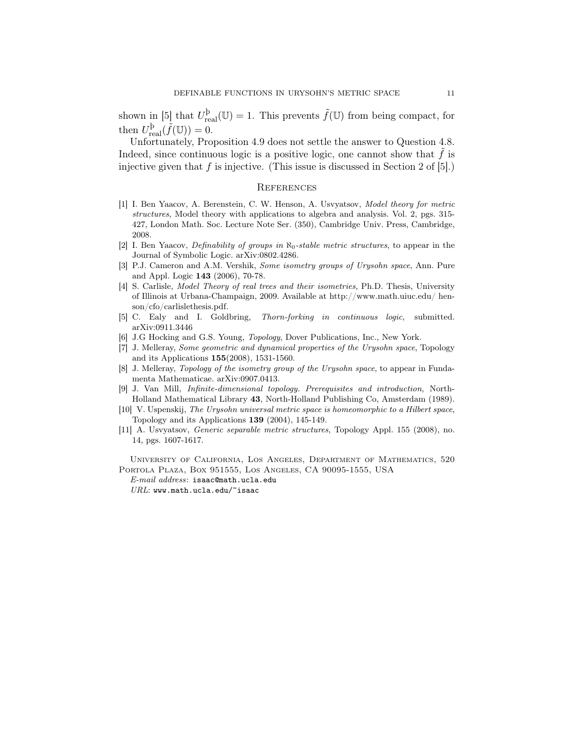shown in [5] that $U^{\text{þ}}_{\text{real}}(\mathbb{U}) = 1$. This prevents $\tilde{f}(\mathbb{U})$ from being compact, for then $U^{\text{þ}}_{\text{real}}(\tilde{f}(\mathbb{U})) = 0$.

Unfortunately, Proposition 4.9 does not settle the answer to Question 4.8. Indeed, since continuous logic is a positive logic, one cannot show that $\tilde{f}$ is injective given that $f$ is injective. (This issue is discussed in Section 2 of [5].)

## References

[1] I. Ben Yaacov, A. Berenstein, C. W. Henson, A. Usvyatsov, *Model theory for metric structures*, Model theory with applications to algebra and analysis. Vol. 2, pgs. 315-427, London Math. Soc. Lecture Note Ser. (350), Cambridge Univ. Press, Cambridge, 2008.

[2] I. Ben Yaacov, *Definability of groups in $\aleph_0$-stable metric structures*, to appear in the Journal of Symbolic Logic. arXiv:0802.4286.

[3] P.J. Cameron and A.M. Vershik, *Some isometry groups of Urysohn space*, Ann. Pure and Appl. Logic **143** (2006), 70-78.

[4] S. Carlisle, *Model Theory of real trees and their isometries*, Ph.D. Thesis, University of Illinois at Urbana-Champaign, 2009. Available at http://www.math.uiuc.edu/ henson/cfo/carlislethesis.pdf.

[5] C. Ealy and I. Goldbring, *Thorn-forking in continuous logic*, submitted. arXiv:0911.3446

[6] J.G Hocking and G.S. Young, *Topology*, Dover Publications, Inc., New York.

[7] J. Melleray, *Some geometric and dynamical properties of the Urysohn space*, Topology and its Applications **155**(2008), 1531-1560.

[8] J. Melleray, *Topology of the isometry group of the Urysohn space*, to appear in Fundamenta Mathematicae. arXiv:0907.0413.

[9] J. Van Mill, *Infinite-dimensional topology. Prerequisites and introduction*, North-Holland Mathematical Library **43**, North-Holland Publishing Co, Amsterdam (1989).

[10] V. Uspenskij, *The Urysohn universal metric space is homeomorphic to a Hilbert space*, Topology and its Applications **139** (2004), 145-149.

[11] A. Usvyatsov, *Generic separable metric structures*, Topology Appl. 155 (2008), no. 14, pgs. 1607-1617.

University of California, Los Angeles, Department of Mathematics, 520 Portola Plaza, Box 951555, Los Angeles, CA 90095-1555, USA

*E-mail address*: isaac@math.ucla.edu

*URL*: www.math.ucla.edu/~isaac